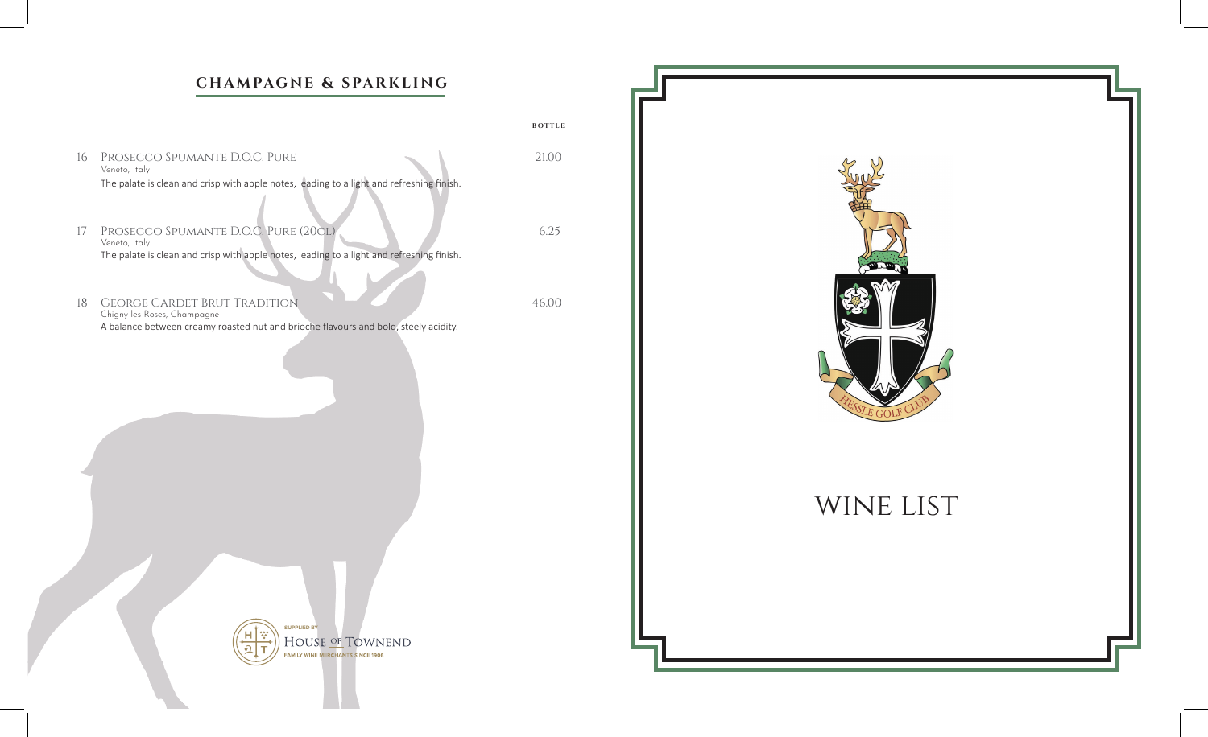## CHAMPAGNE & SPARKLING

| | | BOTTLE |
|---|---|---|
| 16 | **Prosecco Spumante D.O.C. Pure**<br>Veneto, Italy<br>The palate is clean and crisp with apple notes, leading to a light and refreshing finish. | 21.00 |
| 17 | **Prosecco Spumante D.O.C. Pure (20cl)**<br>Veneto, Italy<br>The palate is clean and crisp with apple notes, leading to a light and refreshing finish. | 6.25 |
| 18 | **George Gardet Brut Tradition**<br>Chigny-les Roses, Champagne<br>A balance between creamy roasted nut and brioche flavours and bold, steely acidity. | 46.00 |

SUPPLIED BY
HOUSE OF TOWNEND
FAMILY WINE MERCHANTS SINCE 1906

HESSLE GOLF CLUB

# WINE LIST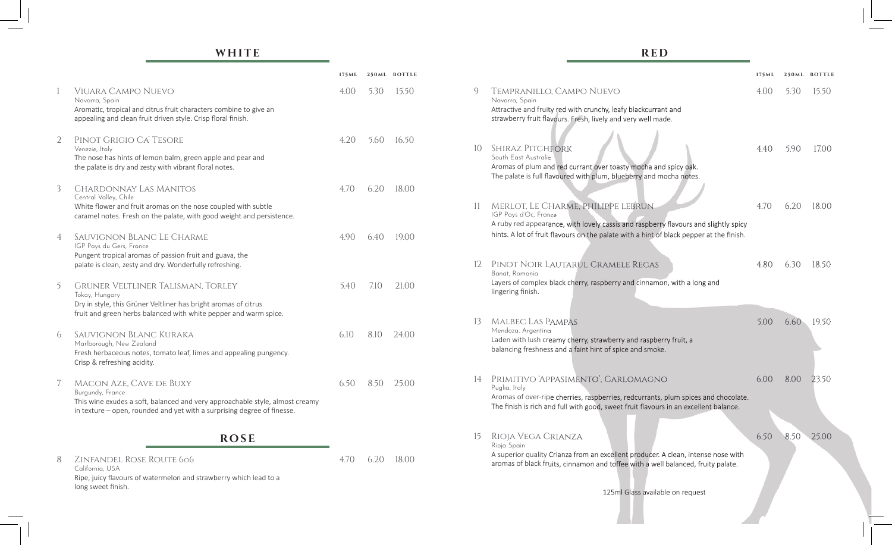## WHITE

| | | 175ML | 250ML | BOTTLE |
|---|---|---|---|---|
| 1 | **Viuara Campo Nuevo**<br>Navarra, Spain<br>Aromatic, tropical and citrus fruit characters combine to give an appealing and clean fruit driven style. Crisp floral finish. | 4.00 | 5.30 | 15.50 |
| 2 | **Pinot Grigio Ca' Tesore**<br>Venezie, Italy<br>The nose has hints of lemon balm, green apple and pear and the palate is dry and zesty with vibrant floral notes. | 4.20 | 5.60 | 16.50 |
| 3 | **Chardonnay Las Manitos**<br>Central Valley, Chile<br>White flower and fruit aromas on the nose coupled with subtle caramel notes. Fresh on the palate, with good weight and persistence. | 4.70 | 6.20 | 18.00 |
| 4 | **Sauvignon Blanc Le Charme**<br>IGP Pays du Gers, France<br>Pungent tropical aromas of passion fruit and guava, the palate is clean, zesty and dry. Wonderfully refreshing. | 4.90 | 6.40 | 19.00 |
| 5 | **Gruner Veltliner Talisman, Torley**<br>Tokay, Hungary<br>Dry in style, this Grüner Veltliner has bright aromas of citrus fruit and green herbs balanced with white pepper and warm spice. | 5.40 | 7.10 | 21.00 |
| 6 | **Sauvignon Blanc Kuraka**<br>Marlborough, New Zealand<br>Fresh herbaceous notes, tomato leaf, limes and appealing pungency. Crisp & refreshing acidity. | 6.10 | 8.10 | 24.00 |
| 7 | **Macon Aze, Cave de Buxy**<br>Burgundy, France<br>This wine exudes a soft, balanced and very approachable style, almost creamy in texture – open, rounded and yet with a surprising degree of finesse. | 6.50 | 8.50 | 25.00 |

## ROSE

| | | 175ML | 250ML | BOTTLE |
|---|---|---|---|---|
| 8 | **Zinfandel Rose Route 606**<br>California, USA<br>Ripe, juicy flavours of watermelon and strawberry which lead to a long sweet finish. | 4.70 | 6.20 | 18.00 |

## RED

| | | 175ML | 250ML | BOTTLE |
|---|---|---|---|---|
| 9 | **Tempranillo, Campo Nuevo**<br>Navarra, Spain<br>Attractive and fruity red with crunchy, leafy blackcurrant and strawberry fruit flavours. Fresh, lively and very well made. | 4.00 | 5.30 | 15.50 |
| 10 | **Shiraz Pitchfork**<br>South East Australia<br>Aromas of plum and red currant over toasty mocha and spicy oak. The palate is full flavoured with plum, blueberry and mocha notes. | 4.40 | 5.90 | 17.00 |
| 11 | **Merlot, Le Charme, Philippe Lebrun**<br>IGP Pays d'Oc, France<br>A ruby red appearance, with lovely cassis and raspberry flavours and slightly spicy hints. A lot of fruit flavours on the palate with a hint of black pepper at the finish. | 4.70 | 6.20 | 18.00 |
| 12 | **Pinot Noir Lautarul Gramele Recas**<br>Banat, Romania<br>Layers of complex black cherry, raspberry and cinnamon, with a long and lingering finish. | 4.80 | 6.30 | 18.50 |
| 13 | **Malbec Las Pampas**<br>Mendoza, Argentina<br>Laden with lush creamy cherry, strawberry and raspberry fruit, a balancing freshness and a faint hint of spice and smoke. | 5.00 | 6.60 | 19.50 |
| 14 | **Primitivo 'Appasimento', Carlomagno**<br>Puglia, Italy<br>Aromas of over-ripe cherries, raspberries, redcurrants, plum spices and chocolate. The finish is rich and full with good, sweet fruit flavours in an excellent balance. | 6.00 | 8.00 | 23.50 |
| 15 | **Rioja Vega Crianza**<br>Rioja Spain<br>A superior quality Crianza from an excellent producer. A clean, intense nose with aromas of black fruits, cinnamon and toffee with a well balanced, fruity palate. | 6.50 | 8.50 | 25.00 |

125ml Glass available on request